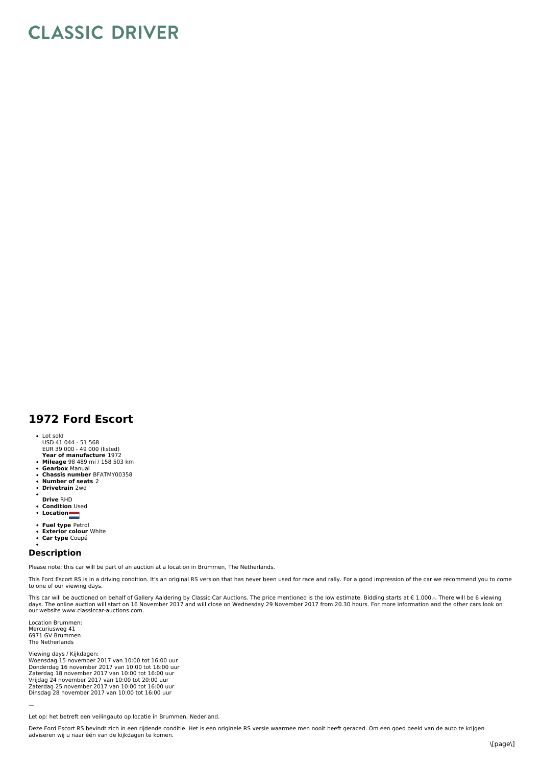# CLASSIC DRIVER

## 1972 Ford Escort

- Lot sold
  USD 41 044 - 51 568
  EUR 39 000 - 49 000 (listed)
  **Year of manufacture** 1972
- **Mileage** 98 489 mi / 158 503 km
- **Gearbox** Manual
- **Chassis number** BFATMY00358
- **Number of seats** 2
- **Drivetrain** 2wd
- 
  **Drive** RHD
- **Condition** Used
- **Location**
- **Fuel type** Petrol
- **Exterior colour** White
- **Car type** Coupé
- 

## Description

Please note: this car will be part of an auction at a location in Brummen, The Netherlands.

This Ford Escort RS is in a driving condition. It's an original RS version that has never been used for race and rally. For a good impression of the car we recommend you to come to one of our viewing days.

This car will be auctioned on behalf of Gallery Aaldering by Classic Car Auctions. The price mentioned is the low estimate. Bidding starts at € 1.000,-. There will be 6 viewing days. The online auction will start on 16 November 2017 and will close on Wednesday 29 November 2017 from 20.30 hours. For more information and the other cars look on our website www.classiccar-auctions.com.

Location Brummen:
Mercuriusweg 41
6971 GV Brummen
The Netherlands

Viewing days / Kijkdagen:
Woensdag 15 november 2017 van 10:00 tot 16:00 uur
Donderdag 16 november 2017 van 10:00 tot 16:00 uur
Zaterdag 18 november 2017 van 10:00 tot 16:00 uur
Vrijdag 24 november 2017 van 10:00 tot 20:00 uur
Zaterdag 25 november 2017 van 10:00 tot 16:00 uur
Dinsdag 28 november 2017 van 10:00 tot 16:00 uur

—

Let op: het betreft een veilingauto op locatie in Brummen, Nederland.

Deze Ford Escort RS bevindt zich in een rijdende conditie. Het is een originele RS versie waarmee men nooit heeft geraced. Om een goed beeld van de auto te krijgen adviseren wij u naar één van de kijkdagen te komen.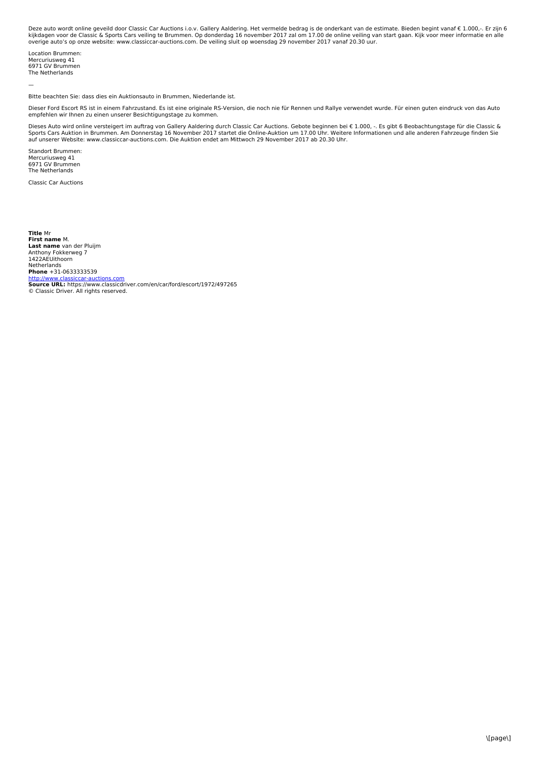Deze auto wordt online geveild door Classic Car Auctions i.o.v. Gallery Aaldering. Het vermelde bedrag is de onderkant van de estimate. Bieden begint vanaf € 1.000,-. Er zijn 6 kijkdagen voor de Classic & Sports Cars veiling te Brummen. Op donderdag 16 november 2017 zal om 17.00 de online veiling van start gaan. Kijk voor meer informatie en alle overige auto's op onze website: www.classiccar-auctions.com. De veiling sluit op woensdag 29 november 2017 vanaf 20.30 uur.

Location Brummen:
Mercuriusweg 41
6971 GV Brummen
The Netherlands

—

Bitte beachten Sie: dass dies ein Auktionsauto in Brummen, Niederlande ist.

Dieser Ford Escort RS ist in einem Fahrzustand. Es ist eine originale RS-Version, die noch nie für Rennen und Rallye verwendet wurde. Für einen guten eindruck von das Auto empfehlen wir Ihnen zu einen unserer Besichtigungstage zu kommen.

Dieses Auto wird online versteigert im auftrag von Gallery Aaldering durch Classic Car Auctions. Gebote beginnen bei € 1.000, -. Es gibt 6 Beobachtungstage für die Classic & Sports Cars Auktion in Brummen. Am Donnerstag 16 November 2017 startet die Online-Auktion um 17.00 Uhr. Weitere Informationen und alle anderen Fahrzeuge finden Sie auf unserer Website: www.classiccar-auctions.com. Die Auktion endet am Mittwoch 29 November 2017 ab 20.30 Uhr.

Standort Brummen:
Mercuriusweg 41
6971 GV Brummen
The Netherlands

Classic Car Auctions

**Title** Mr
**First name** M.
**Last name** van der Pluijm
Anthony Fokkerweg 7
1422AEUithoorn
Netherlands
**Phone** +31-0633333539
http://www.classiccar-auctions.com
**Source URL:** https://www.classicdriver.com/en/car/ford/escort/1972/497265
© Classic Driver. All rights reserved.